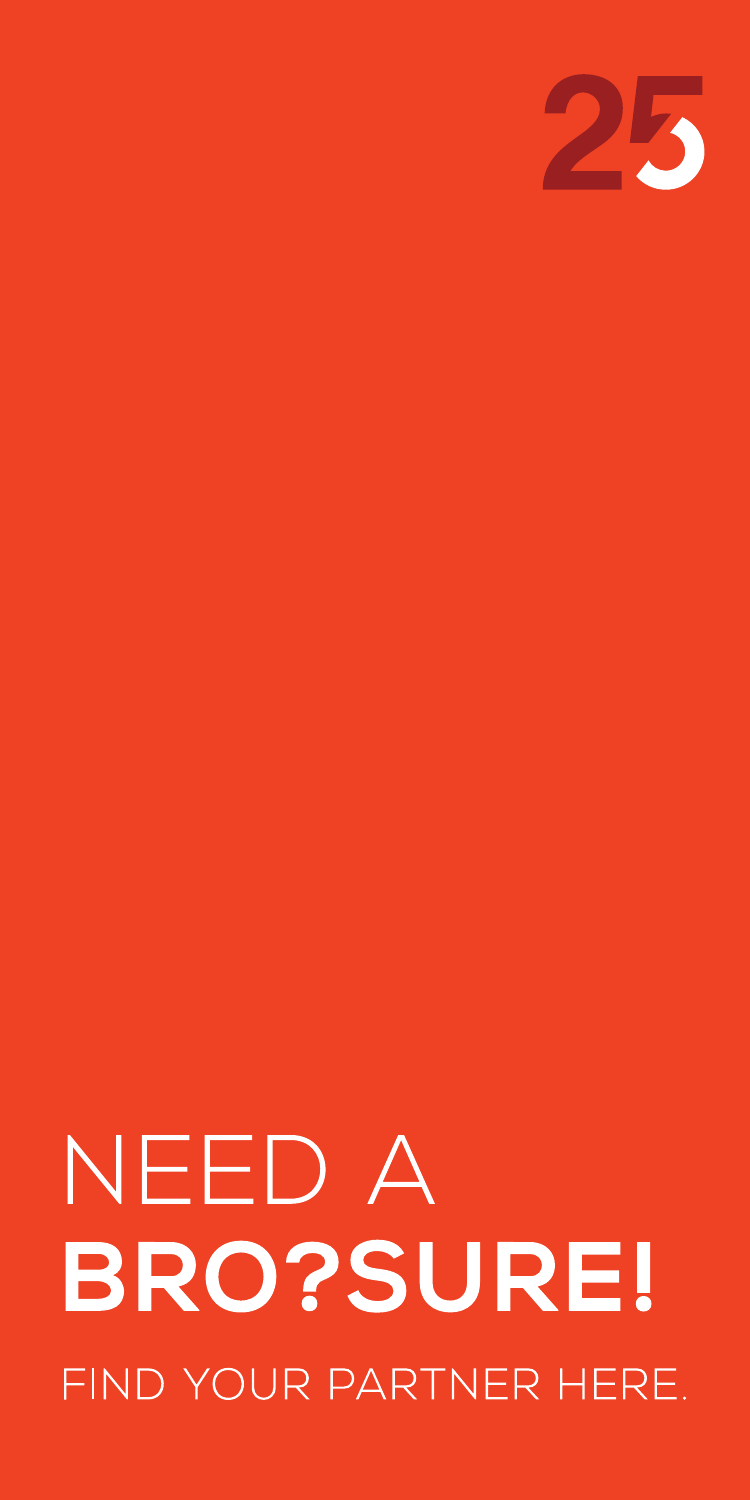25

# NEED A **BRO?SURE!**

FIND YOUR PARTNER HERE.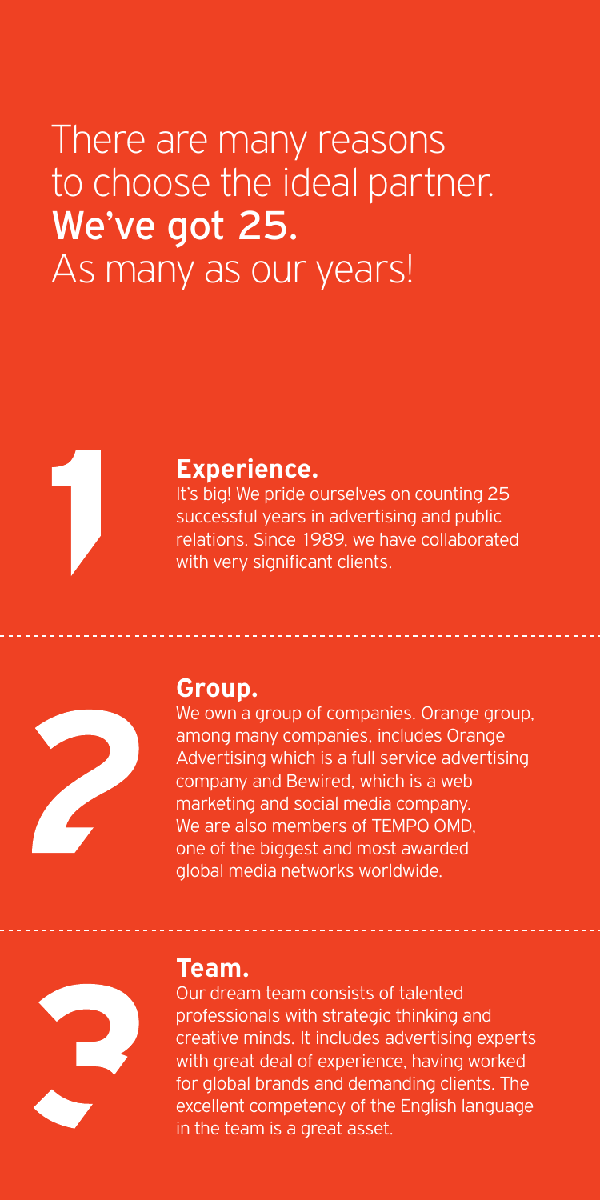# There are many reasons to choose the ideal partner. **We've got 25.** As many as our years!

## 1 Experience.

It's big! We pride ourselves on counting 25 successful years in advertising and public relations. Since 1989, we have collaborated with very significant clients.

---

## 2 Group.

We own a group of companies. Orange group, among many companies, includes Orange Advertising which is a full service advertising company and Bewired, which is a web marketing and social media company. We are also members of TEMPO OMD, one of the biggest and most awarded global media networks worldwide.

---

## 3 Team.

Our dream team consists of talented professionals with strategic thinking and creative minds. It includes advertising experts with great deal of experience, having worked for global brands and demanding clients. The excellent competency of the English language in the team is a great asset.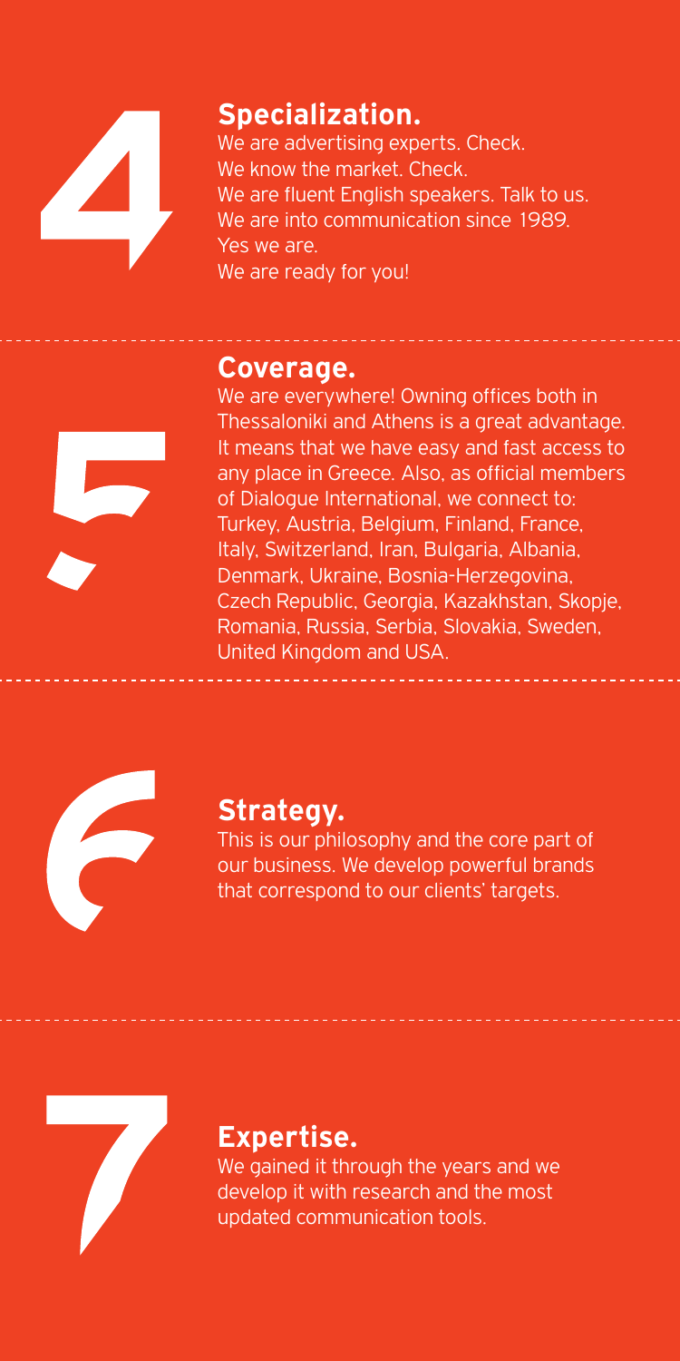## 4 Specialization.

We are advertising experts. Check.
We know the market. Check.
We are fluent English speakers. Talk to us.
We are into communication since 1989.
Yes we are.
We are ready for you!

---

## 5 Coverage.

We are everywhere! Owning offices both in Thessaloniki and Athens is a great advantage. It means that we have easy and fast access to any place in Greece. Also, as official members of Dialogue International, we connect to: Turkey, Austria, Belgium, Finland, France, Italy, Switzerland, Iran, Bulgaria, Albania, Denmark, Ukraine, Bosnia-Herzegovina, Czech Republic, Georgia, Kazakhstan, Skopje, Romania, Russia, Serbia, Slovakia, Sweden, United Kingdom and USA.

---

## 6 Strategy.

This is our philosophy and the core part of our business. We develop powerful brands that correspond to our clients' targets.

---

## 7 Expertise.

We gained it through the years and we develop it with research and the most updated communication tools.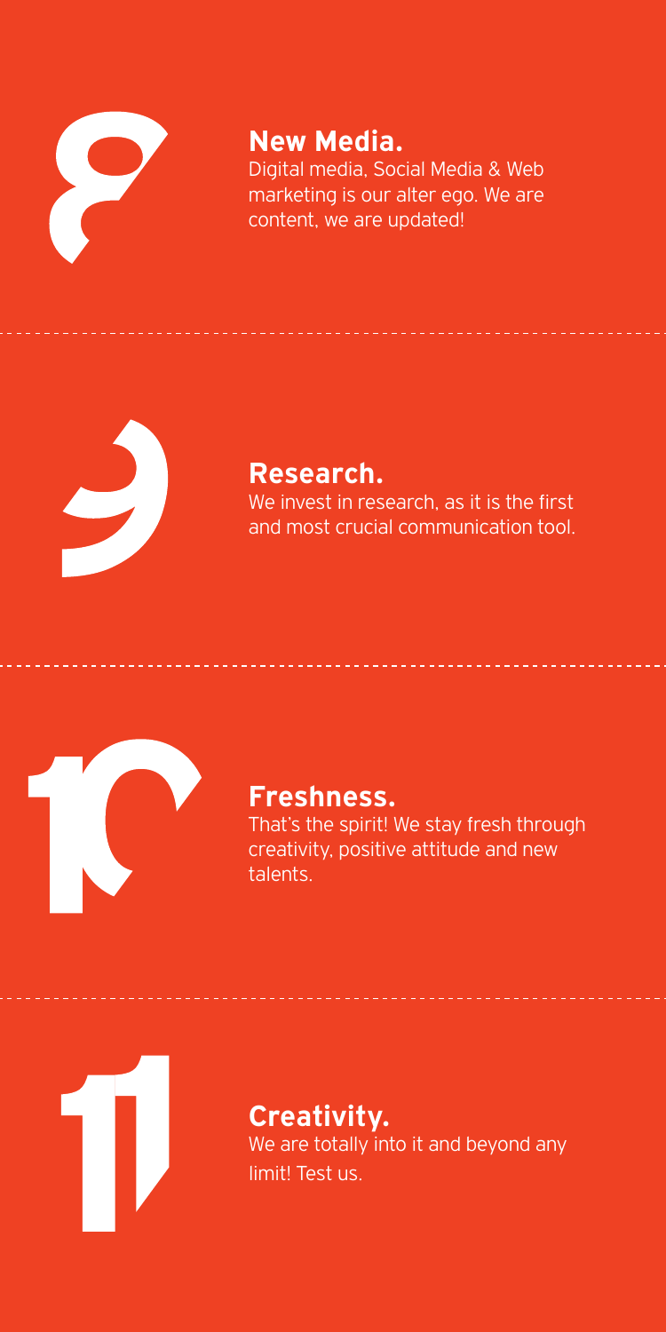8

## New Media.

Digital media, Social Media & Web marketing is our alter ego. We are content, we are updated!

---

9

## Research.

We invest in research, as it is the first and most crucial communication tool.

---

10

## Freshness.

That's the spirit! We stay fresh through creativity, positive attitude and new talents.

---

11

## Creativity.

We are totally into it and beyond any limit! Test us.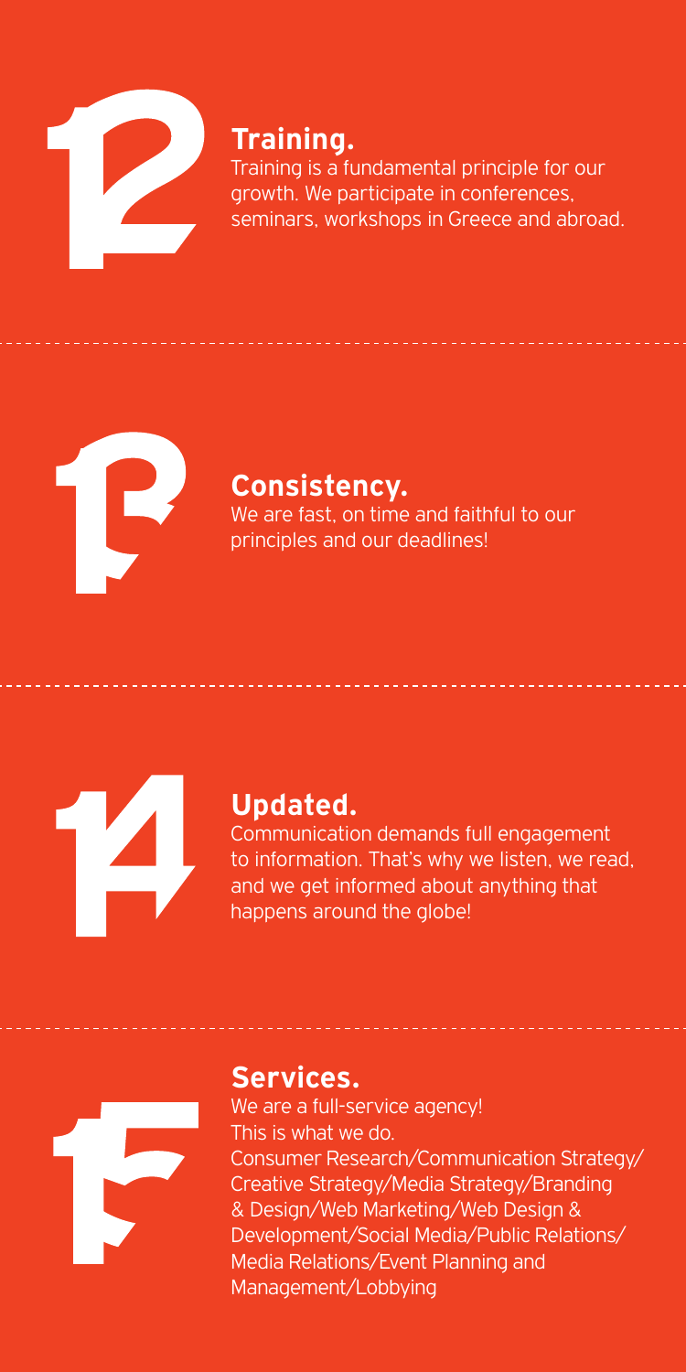12

## Training.

Training is a fundamental principle for our growth. We participate in conferences, seminars, workshops in Greece and abroad.

---

13

## Consistency.

We are fast, on time and faithful to our principles and our deadlines!

---

14

## Updated.

Communication demands full engagement to information. That's why we listen, we read, and we get informed about anything that happens around the globe!

---

15

## Services.

We are a full-service agency!
This is what we do.
Consumer Research/Communication Strategy/Creative Strategy/Media Strategy/Branding & Design/Web Marketing/Web Design & Development/Social Media/Public Relations/Media Relations/Event Planning and Management/Lobbying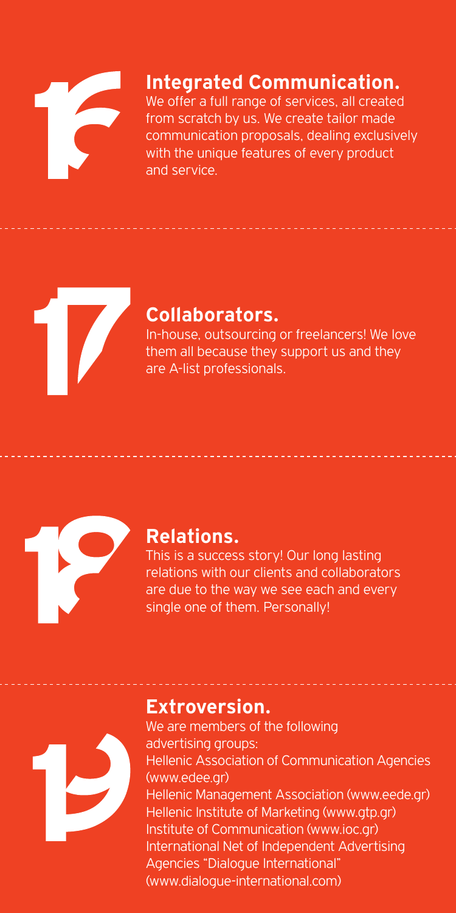16

## Integrated Communication.

We offer a full range of services, all created from scratch by us. We create tailor made communication proposals, dealing exclusively with the unique features of every product and service.

17

## Collaborators.

In-house, outsourcing or freelancers! We love them all because they support us and they are A-list professionals.

18

## Relations.

This is a success story! Our long lasting relations with our clients and collaborators are due to the way we see each and every single one of them. Personally!

19

## Extroversion.

We are members of the following advertising groups:

Hellenic Association of Communication Agencies (www.edee.gr)
Hellenic Management Association (www.eede.gr)
Hellenic Institute of Marketing (www.gtp.gr)
Institute of Communication (www.ioc.gr)
International Net of Independent Advertising Agencies "Dialogue International" (www.dialogue-international.com)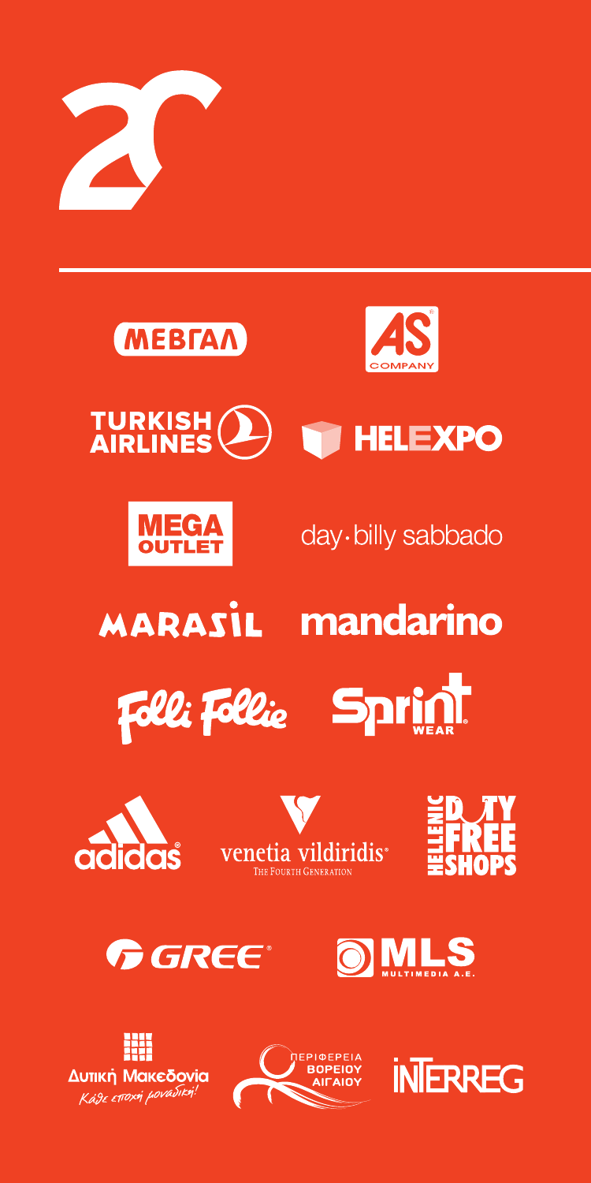ΜΕΒΓΑΛ

AS COMPANY

TURKISH AIRLINES

HELEXPO

MEGA OUTLET

day·billy sabbado

MARASIL

mandarino

Folli Follie

Sprint WEAR

adidas

venetia vildiridis
THE FOURTH GENERATION

HELLENIC DUTY FREE SHOPS

GREE

MLS MULTIMEDIA A.E.

Δυτική Μακεδονία
Κάθε εποχή μοναδική!

ΠΕΡΙΦΕΡΕΙΑ ΒΟΡΕΙΟΥ ΑΙΓΑΙΟΥ

INTERREG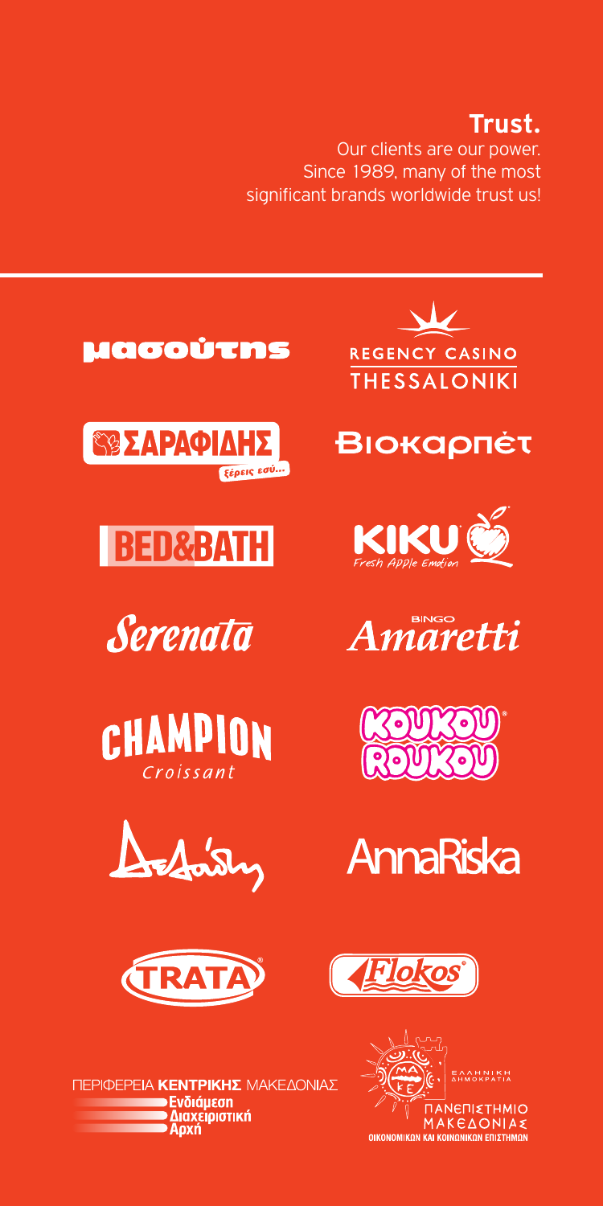## Trust.

Our clients are our power.
Since 1989, many of the most significant brands worldwide trust us!

μασούτης

REGENCY CASINO THESSALONIKI

ΣΑΡΑΦΙΔΗΣ ξέρεις εσύ...

Βιοκαρπέτ

BED&BATH

KIKU Fresh Apple Emotion

Serenata

BINGO Amaretti

CHAMPION Croissant

KOUKOU ROUKOU

AnnaRiska

TRATA

Flokos

ΠΕΡΙΦΕΡΕΙΑ **ΚΕΝΤΡΙΚΗΣ** ΜΑΚΕΔΟΝΙΑΣ
Ενδιάμεση Διαχειριστική Αρχή

ΕΛΛΗΝΙΚΗ ΔΗΜΟΚΡΑΤΙΑ
ΠΑΝΕΠΙΣΤΗΜΙΟ ΜΑΚΕΔΟΝΙΑΣ
ΟΙΚΟΝΟΜΙΚΩΝ ΚΑΙ ΚΟΙΝΩΝΙΚΩΝ ΕΠΙΣΤΗΜΩΝ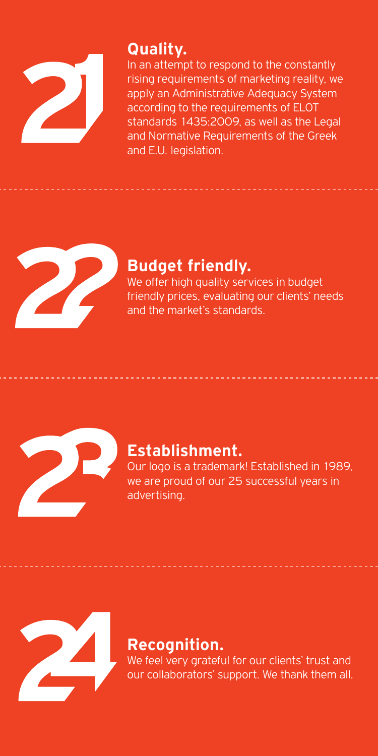21

## Quality.

In an attempt to respond to the constantly rising requirements of marketing reality, we apply an Administrative Adequacy System according to the requirements of ELOT standards 1435:2009, as well as the Legal and Normative Requirements of the Greek and E.U. legislation.

---

22

## Budget friendly.

We offer high quality services in budget friendly prices, evaluating our clients' needs and the market's standards.

---

23

## Establishment.

Our logo is a trademark! Established in 1989, we are proud of our 25 successful years in advertising.

---

24

## Recognition.

We feel very grateful for our clients' trust and our collaborators' support. We thank them all.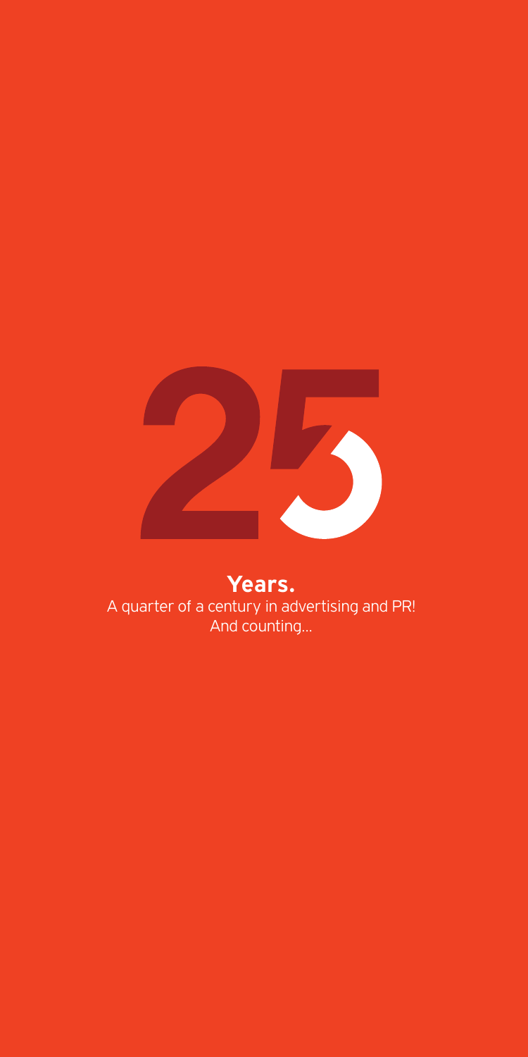25

**Years.**

A quarter of a century in advertising and PR!
And counting...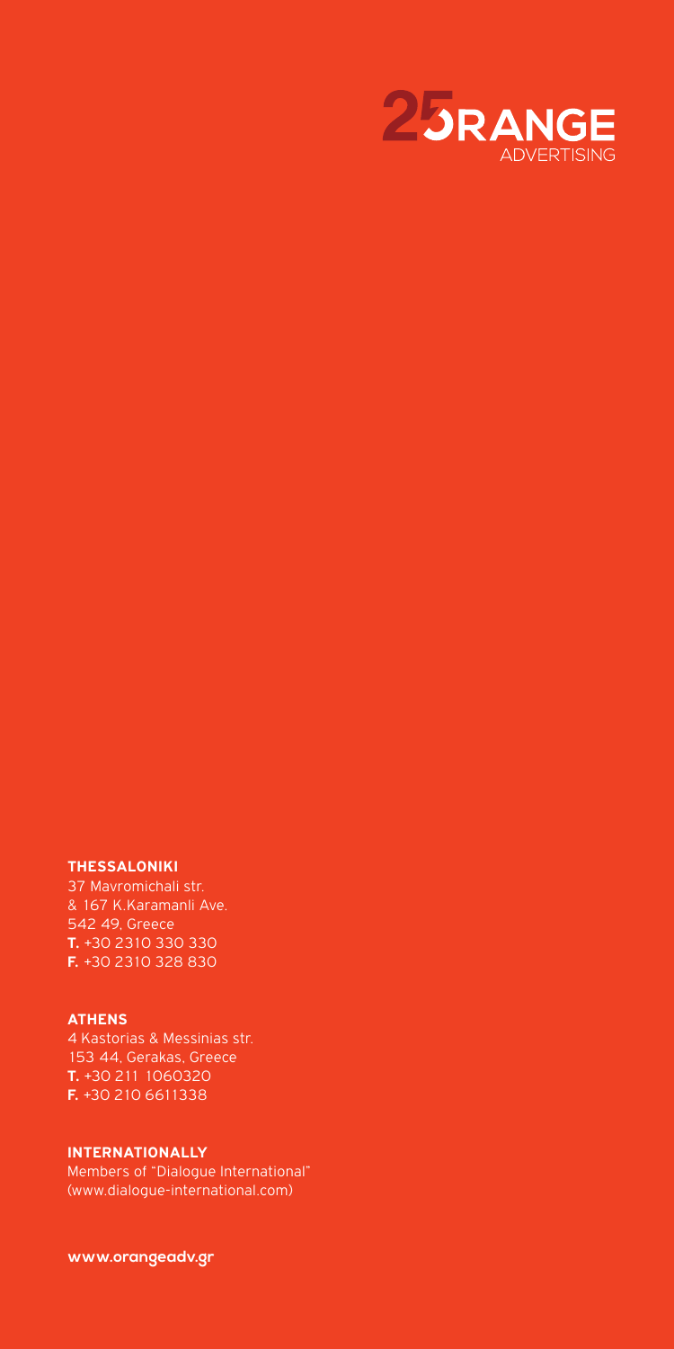25RANGE
ADVERTISING

**THESSALONIKI**
37 Mavromichali str.
& 167 K.Karamanli Ave.
542 49, Greece
**T.** +30 2310 330 330
**F.** +30 2310 328 830

**ATHENS**
4 Kastorias & Messinias str.
153 44, Gerakas, Greece
**T.** +30 211 1060320
**F.** +30 210 6611338

**INTERNATIONALLY**
Members of "Dialogue International"
(www.dialogue-international.com)

**www.orangeadv.gr**